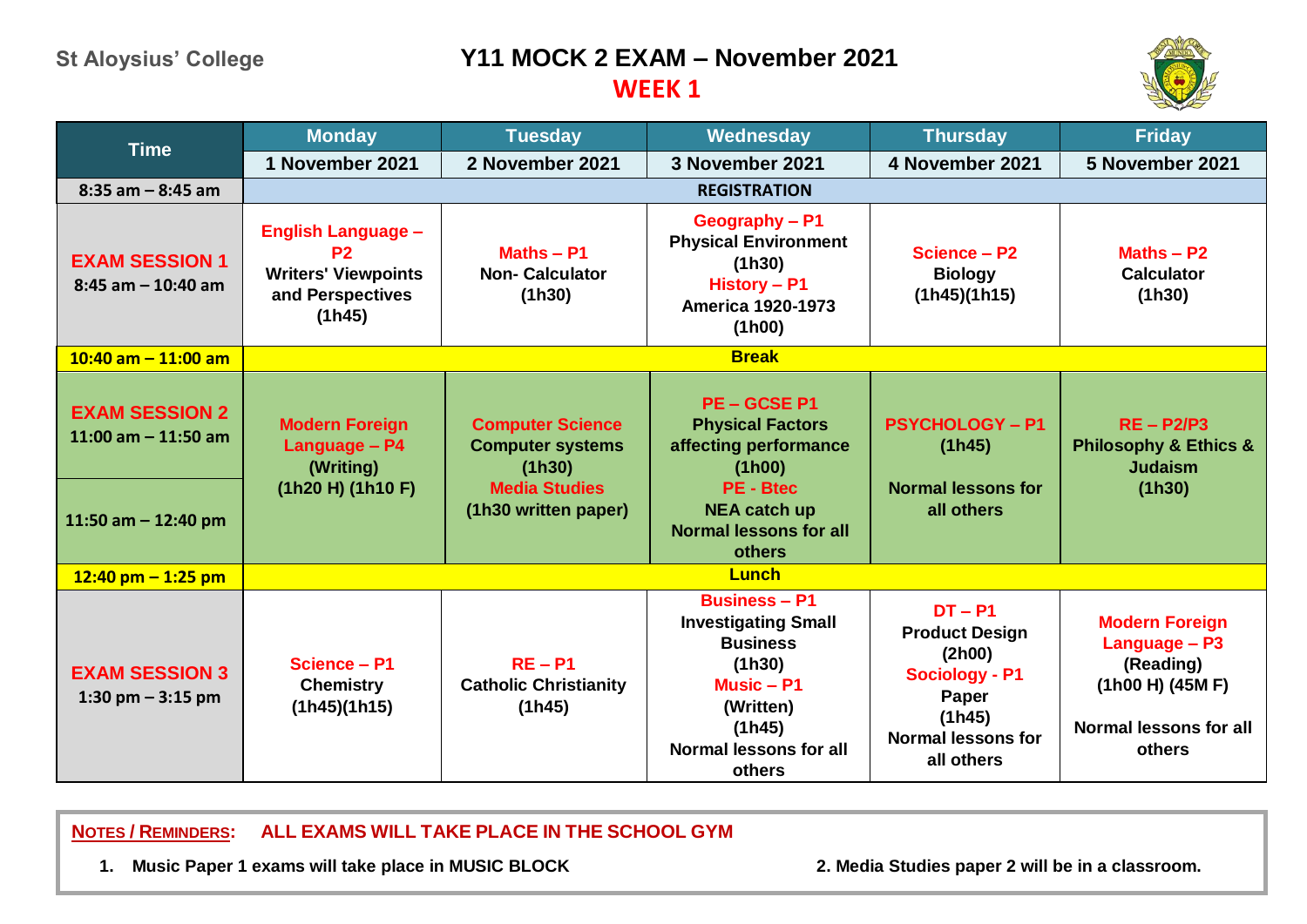St Aloysius' College

# Y11 MOCK 2 EXAM – November 2021

## WEEK 1

| Time | Monday | Tuesday | Wednesday | Thursday | Friday |
|---|---|---|---|---|---|
| | 1 November 2021 | 2 November 2021 | 3 November 2021 | 4 November 2021 | 5 November 2021 |
| 8:35 am – 8:45 am | REGISTRATION | | | | |
| **EXAM SESSION 1** 8:45 am – 10:40 am | **English Language – P2** Writers' Viewpoints and Perspectives (1h45) | **Maths – P1** Non- Calculator (1h30) | **Geography – P1** Physical Environment (1h30) **History – P1** America 1920-1973 (1h00) | **Science – P2** Biology (1h45)(1h15) | **Maths – P2** Calculator (1h30) |
| 10:40 am – 11:00 am | Break | | | | |
| **EXAM SESSION 2** 11:00 am – 11:50 am / 11:50 am – 12:40 pm | **Modern Foreign Language – P4** (Writing) (1h20 H) (1h10 F) | **Computer Science** Computer systems (1h30) **Media Studies** (1h30 written paper) | **PE – GCSE P1** Physical Factors affecting performance (1h00) **PE - Btec** NEA catch up Normal lessons for all others | **PSYCHOLOGY – P1** (1h45) Normal lessons for all others | **RE – P2/P3** Philosophy & Ethics & Judaism (1h30) |
| 12:40 pm – 1:25 pm | Lunch | | | | |
| **EXAM SESSION 3** 1:30 pm – 3:15 pm | **Science – P1** Chemistry (1h45)(1h15) | **RE – P1** Catholic Christianity (1h45) | **Business – P1** Investigating Small Business (1h30) **Music – P1** (Written) (1h45) Normal lessons for all others | **DT – P1** Product Design (2h00) **Sociology - P1** Paper (1h45) Normal lessons for all others | **Modern Foreign Language – P3** (Reading) (1h00 H) (45M F) Normal lessons for all others |

**NOTES / REMINDERS:** ALL EXAMS WILL TAKE PLACE IN THE SCHOOL GYM

1. Music Paper 1 exams will take place in MUSIC BLOCK
2. Media Studies paper 2 will be in a classroom.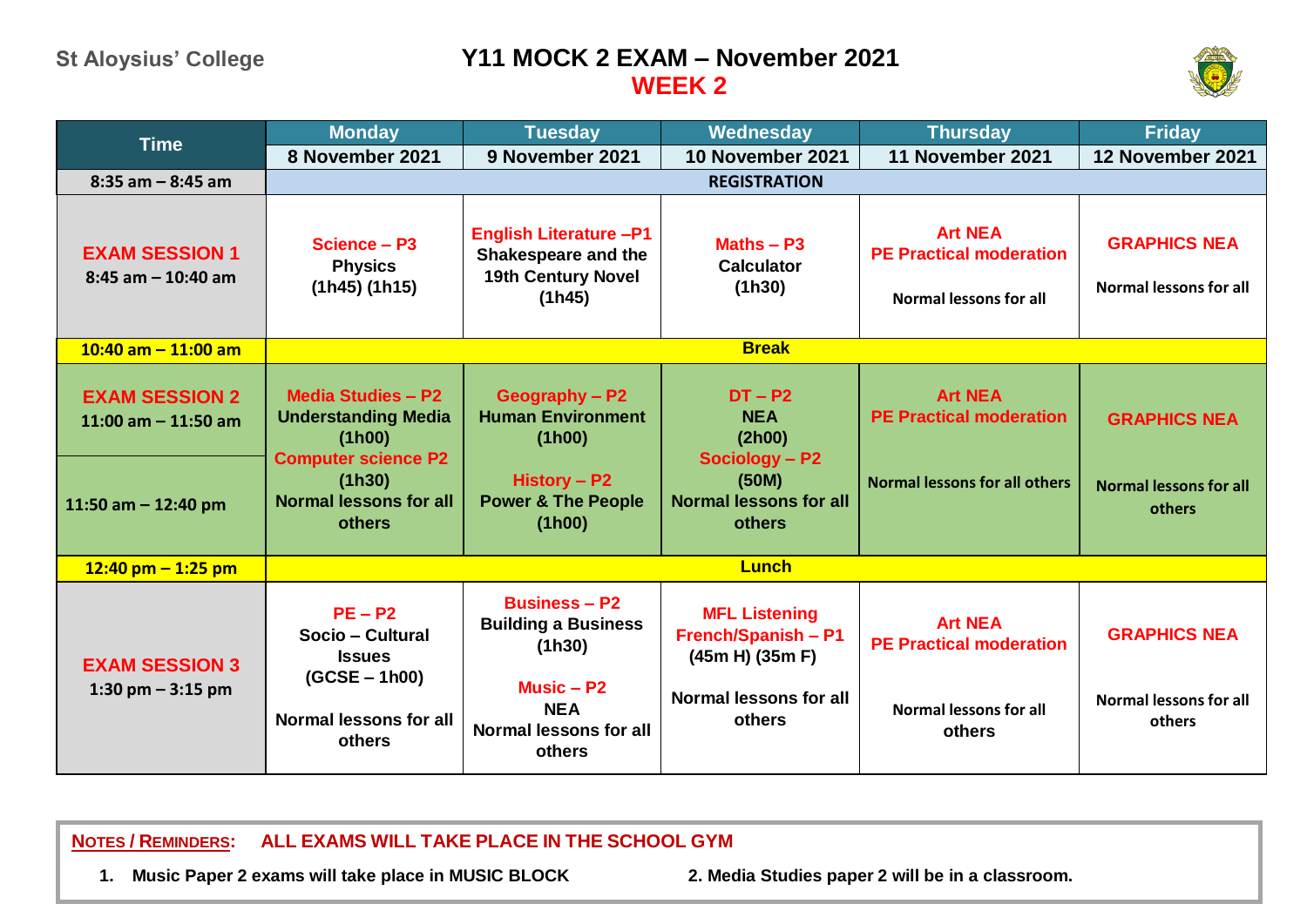St Aloysius' College

# Y11 MOCK 2 EXAM – November 2021
## WEEK 2

| Time | Monday<br>8 November 2021 | Tuesday<br>9 November 2021 | Wednesday<br>10 November 2021 | Thursday<br>11 November 2021 | Friday<br>12 November 2021 |
|---|---|---|---|---|---|
| 8:35 am – 8:45 am | REGISTRATION | | | | |
| **EXAM SESSION 1**<br>8:45 am – 10:40 am | **Science – P3**<br>Physics<br>(1h45) (1h15) | **English Literature –P1**<br>Shakespeare and the 19th Century Novel<br>(1h45) | **Maths – P3**<br>Calculator<br>(1h30) | **Art NEA**<br>**PE Practical moderation**<br><br>Normal lessons for all | **GRAPHICS NEA**<br><br>Normal lessons for all |
| 10:40 am – 11:00 am | Break | | | | |
| **EXAM SESSION 2**<br>11:00 am – 11:50 am<br><br>11:50 am – 12:40 pm | **Media Studies – P2**<br>Understanding Media<br>(1h00)<br>**Computer science P2**<br>(1h30)<br>Normal lessons for all others | **Geography – P2**<br>Human Environment<br>(1h00)<br><br>**History – P2**<br>Power & The People<br>(1h00) | **DT – P2**<br>NEA<br>(2h00)<br>**Sociology – P2**<br>(50M)<br>Normal lessons for all others | **Art NEA**<br>**PE Practical moderation**<br><br>Normal lessons for all others | **GRAPHICS NEA**<br><br>Normal lessons for all others |
| 12:40 pm – 1:25 pm | Lunch | | | | |
| **EXAM SESSION 3**<br>1:30 pm – 3:15 pm | **PE – P2**<br>Socio – Cultural Issues<br>(GCSE – 1h00)<br><br>Normal lessons for all others | **Business – P2**<br>Building a Business<br>(1h30)<br><br>**Music – P2**<br>NEA<br>Normal lessons for all others | **MFL Listening French/Spanish – P1**<br>(45m H) (35m F)<br><br>Normal lessons for all others | **Art NEA**<br>**PE Practical moderation**<br><br>Normal lessons for all others | **GRAPHICS NEA**<br><br>Normal lessons for all others |

**NOTES / REMINDERS:** **ALL EXAMS WILL TAKE PLACE IN THE SCHOOL GYM**

1. **Music Paper 2 exams will take place in MUSIC BLOCK**
2. **Media Studies paper 2 will be in a classroom.**